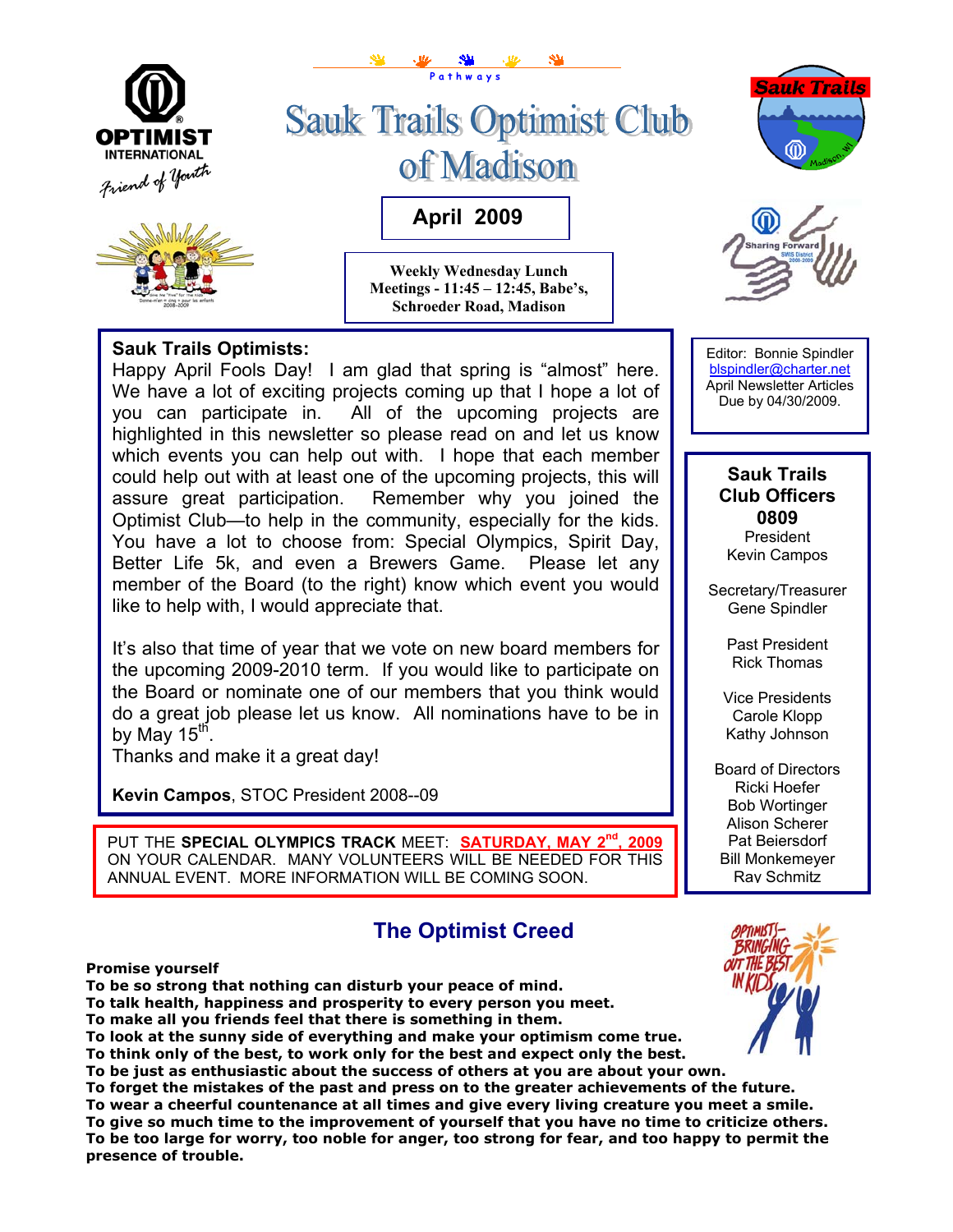Pathways

# Sauk Trails Optimist Club of Madison

**April 2009**

**Weekly Wednesday Lunch Meetings - 11:45 – 12:45, Babe's, Schroeder Road, Madison**

**Sauk Trails Optimists:**

Happy April Fools Day! I am glad that spring is "almost" here. We have a lot of exciting projects coming up that I hope a lot of you can participate in. All of the upcoming projects are highlighted in this newsletter so please read on and let us know which events you can help out with. I hope that each member could help out with at least one of the upcoming projects, this will assure great participation. Remember why you joined the Optimist Club—to help in the community, especially for the kids. You have a lot to choose from: Special Olympics, Spirit Day, Better Life 5k, and even a Brewers Game. Please let any member of the Board (to the right) know which event you would like to help with, I would appreciate that.

It's also that time of year that we vote on new board members for the upcoming 2009-2010 term. If you would like to participate on the Board or nominate one of our members that you think would do a great job please let us know. All nominations have to be in by May 15th.

Thanks and make it a great day!

**Kevin Campos**, STOC President 2008--09

PUT THE **SPECIAL OLYMPICS TRACK** MEET: **SATURDAY, MAY 2nd, 2009** ON YOUR CALENDAR. MANY VOLUNTEERS WILL BE NEEDED FOR THIS ANNUAL EVENT. MORE INFORMATION WILL BE COMING SOON.

Editor: Bonnie Spindler
blspindler@charter.net
April Newsletter Articles Due by 04/30/2009.

**Sauk Trails Club Officers 0809**

President
Kevin Campos

Secretary/Treasurer
Gene Spindler

Past President
Rick Thomas

Vice Presidents
Carole Klopp
Kathy Johnson

Board of Directors
Ricki Hoefer
Bob Wortinger
Alison Scherer
Pat Beiersdorf
Bill Monkemeyer
Ray Schmitz

## The Optimist Creed

**Promise yourself**
**To be so strong that nothing can disturb your peace of mind.**
**To talk health, happiness and prosperity to every person you meet.**
**To make all you friends feel that there is something in them.**
**To look at the sunny side of everything and make your optimism come true.**
**To think only of the best, to work only for the best and expect only the best.**
**To be just as enthusiastic about the success of others as you are about your own.**
**To forget the mistakes of the past and press on to the greater achievements of the future.**
**To wear a cheerful countenance at all times and give every living creature you meet a smile.**
**To give so much time to the improvement of yourself that you have no time to criticize others.**
**To be too large for worry, too noble for anger, too strong for fear, and too happy to permit the presence of trouble.**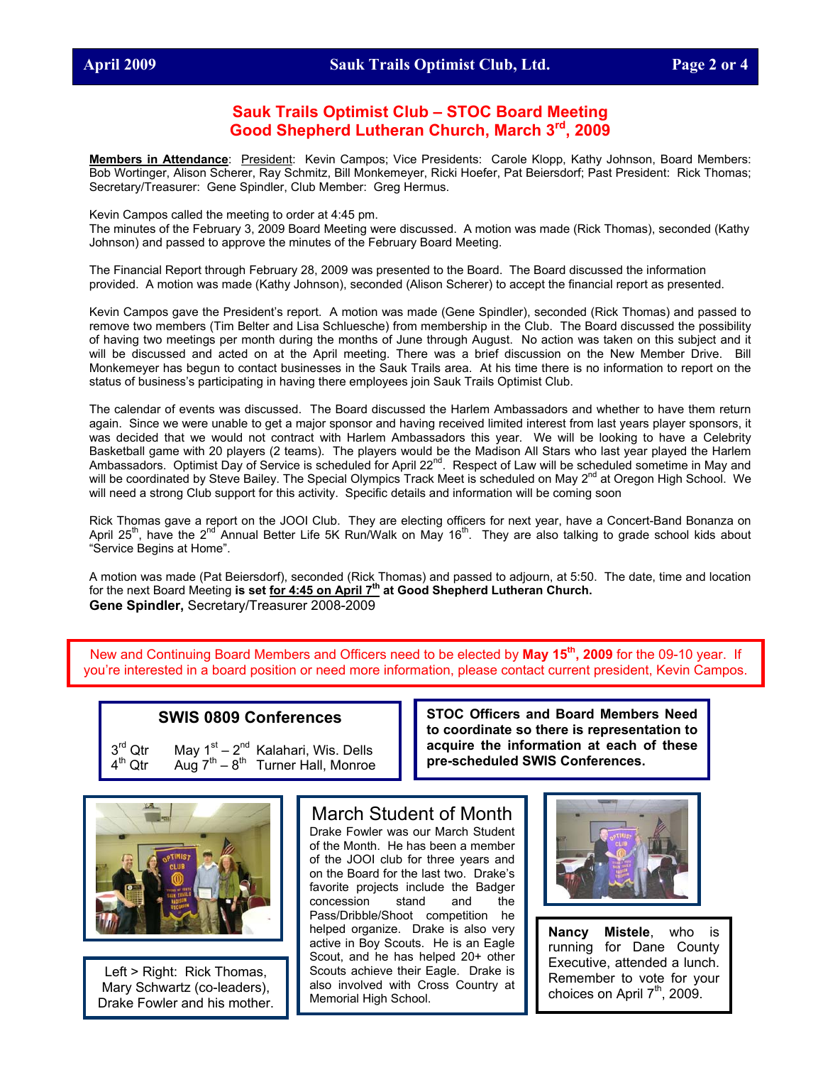## Sauk Trails Optimist Club – STOC Board Meeting
## Good Shepherd Lutheran Church, March 3rd, 2009

**Members in Attendance**: President: Kevin Campos; Vice Presidents: Carole Klopp, Kathy Johnson, Board Members: Bob Wortinger, Alison Scherer, Ray Schmitz, Bill Monkemeyer, Ricki Hoefer, Pat Beiersdorf; Past President: Rick Thomas; Secretary/Treasurer: Gene Spindler, Club Member: Greg Hermus.

Kevin Campos called the meeting to order at 4:45 pm.
The minutes of the February 3, 2009 Board Meeting were discussed. A motion was made (Rick Thomas), seconded (Kathy Johnson) and passed to approve the minutes of the February Board Meeting.

The Financial Report through February 28, 2009 was presented to the Board. The Board discussed the information provided. A motion was made (Kathy Johnson), seconded (Alison Scherer) to accept the financial report as presented.

Kevin Campos gave the President's report. A motion was made (Gene Spindler), seconded (Rick Thomas) and passed to remove two members (Tim Belter and Lisa Schluesche) from membership in the Club. The Board discussed the possibility of having two meetings per month during the months of June through August. No action was taken on this subject and it will be discussed and acted on at the April meeting. There was a brief discussion on the New Member Drive. Bill Monkemeyer has begun to contact businesses in the Sauk Trails area. At his time there is no information to report on the status of business's participating in having there employees join Sauk Trails Optimist Club.

The calendar of events was discussed. The Board discussed the Harlem Ambassadors and whether to have them return again. Since we were unable to get a major sponsor and having received limited interest from last years player sponsors, it was decided that we would not contract with Harlem Ambassadors this year. We will be looking to have a Celebrity Basketball game with 20 players (2 teams). The players would be the Madison All Stars who last year played the Harlem Ambassadors. Optimist Day of Service is scheduled for April 22nd. Respect of Law will be scheduled sometime in May and will be coordinated by Steve Bailey. The Special Olympics Track Meet is scheduled on May 2nd at Oregon High School. We will need a strong Club support for this activity. Specific details and information will be coming soon

Rick Thomas gave a report on the JOOI Club. They are electing officers for next year, have a Concert-Band Bonanza on April 25th, have the 2nd Annual Better Life 5K Run/Walk on May 16th. They are also talking to grade school kids about "Service Begins at Home".

A motion was made (Pat Beiersdorf), seconded (Rick Thomas) and passed to adjourn, at 5:50. The date, time and location for the next Board Meeting **is set <u>for 4:45 on April 7th</u> at Good Shepherd Lutheran Church.**
**Gene Spindler,** Secretary/Treasurer 2008-2009

New and Continuing Board Members and Officers need to be elected by **May 15th, 2009** for the 09-10 year. If you're interested in a board position or need more information, please contact current president, Kevin Campos.

### SWIS 0809 Conferences

| | | |
|---|---|---|
| 3rd Qtr | May 1st – 2nd | Kalahari, Wis. Dells |
| 4th Qtr | Aug 7th – 8th | Turner Hall, Monroe |

**STOC Officers and Board Members Need to coordinate so there is representation to acquire the information at each of these pre-scheduled SWIS Conferences.**

Left > Right: Rick Thomas, Mary Schwartz (co-leaders), Drake Fowler and his mother.

### March Student of Month

Drake Fowler was our March Student of the Month. He has been a member of the JOOI club for three years and on the Board for the last two. Drake's favorite projects include the Badger concession stand and the Pass/Dribble/Shoot competition he helped organize. Drake is also very active in Boy Scouts. He is an Eagle Scout, and he has helped 20+ other Scouts achieve their Eagle. Drake is also involved with Cross Country at Memorial High School.

**Nancy Mistele**, who is running for Dane County Executive, attended a lunch. Remember to vote for your choices on April 7th, 2009.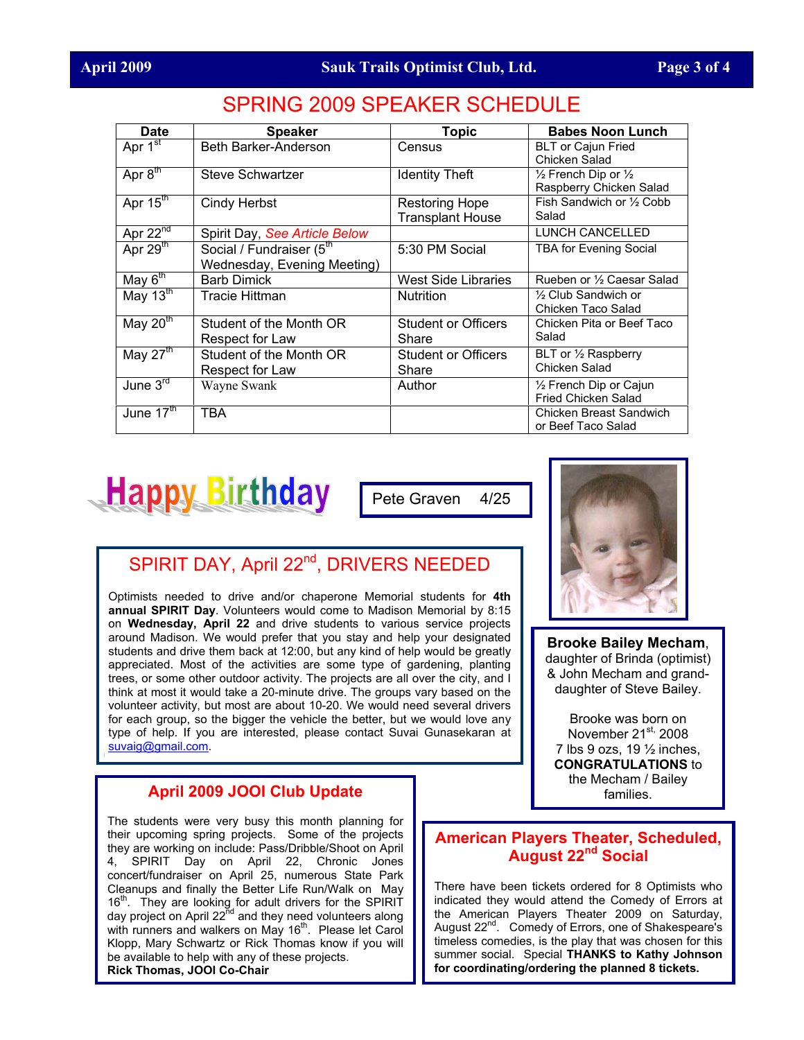# SPRING 2009 SPEAKER SCHEDULE

| Date | Speaker | Topic | Babes Noon Lunch |
|---|---|---|---|
| Apr 1st | Beth Barker-Anderson | Census | BLT or Cajun Fried Chicken Salad |
| Apr 8th | Steve Schwartzer | Identity Theft | ½ French Dip or ½ Raspberry Chicken Salad |
| Apr 15th | Cindy Herbst | Restoring Hope Transplant House | Fish Sandwich or ½ Cobb Salad |
| Apr 22nd | Spirit Day, *See Article Below* | | LUNCH CANCELLED |
| Apr 29th | Social / Fundraiser (5th Wednesday, Evening Meeting) | 5:30 PM Social | TBA for Evening Social |
| May 6th | Barb Dimick | West Side Libraries | Rueben or ½ Caesar Salad |
| May 13th | Tracie Hittman | Nutrition | ½ Club Sandwich or Chicken Taco Salad |
| May 20th | Student of the Month OR Respect for Law | Student or Officers Share | Chicken Pita or Beef Taco Salad |
| May 27th | Student of the Month OR Respect for Law | Student or Officers Share | BLT or ½ Raspberry Chicken Salad |
| June 3rd | Wayne Swank | Author | ½ French Dip or Cajun Fried Chicken Salad |
| June 17th | TBA | | Chicken Breast Sandwich or Beef Taco Salad |

## Happy Birthday

Pete Graven 4/25

## SPIRIT DAY, April 22nd, DRIVERS NEEDED

Optimists needed to drive and/or chaperone Memorial students for **4th annual SPIRIT Day**. Volunteers would come to Madison Memorial by 8:15 on **Wednesday, April 22** and drive students to various service projects around Madison. We would prefer that you stay and help your designated students and drive them back at 12:00, but any kind of help would be greatly appreciated. Most of the activities are some type of gardening, planting trees, or some other outdoor activity. The projects are all over the city, and I think at most it would take a 20-minute drive. The groups vary based on the volunteer activity, but most are about 10-20. We would need several drivers for each group, so the bigger the vehicle the better, but we would love any type of help. If you are interested, please contact Suvai Gunasekaran at suvaig@gmail.com.

**Brooke Bailey Mecham**, daughter of Brinda (optimist) & John Mecham and grand-daughter of Steve Bailey.

Brooke was born on November 21st, 2008
7 lbs 9 ozs, 19 ½ inches,
**CONGRATULATIONS** to the Mecham / Bailey families.

## April 2009 JOOI Club Update

The students were very busy this month planning for their upcoming spring projects. Some of the projects they are working on include: Pass/Dribble/Shoot on April 4, SPIRIT Day on April 22, Chronic Jones concert/fundraiser on April 25, numerous State Park Cleanups and finally the Better Life Run/Walk on May 16th. They are looking for adult drivers for the SPIRIT day project on April 22nd and they need volunteers along with runners and walkers on May 16th. Please let Carol Klopp, Mary Schwartz or Rick Thomas know if you will be available to help with any of these projects.
**Rick Thomas, JOOI Co-Chair**

## American Players Theater, Scheduled, August 22nd Social

There have been tickets ordered for 8 Optimists who indicated they would attend the Comedy of Errors at the American Players Theater 2009 on Saturday, August 22nd. Comedy of Errors, one of Shakespeare's timeless comedies, is the play that was chosen for this summer social. Special **THANKS to Kathy Johnson for coordinating/ordering the planned 8 tickets.**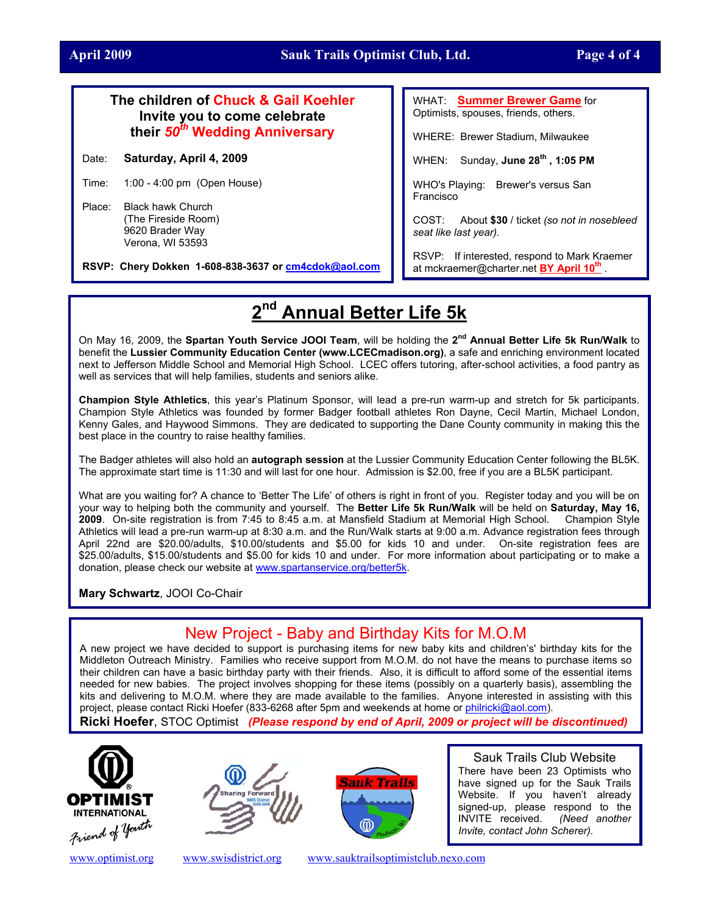**The children of Chuck & Gail Koehler Invite you to come celebrate their *50th* Wedding Anniversary**

Date: **Saturday, April 4, 2009**

Time: 1:00 - 4:00 pm (Open House)

Place: Black hawk Church
(The Fireside Room)
9620 Brader Way
Verona, WI 53593

**RSVP: Chery Dokken 1-608-838-3637 or cm4cdok@aol.com**

WHAT: **Summer Brewer Game** for Optimists, spouses, friends, others.

WHERE: Brewer Stadium, Milwaukee

WHEN: Sunday, **June 28th , 1:05 PM**

WHO's Playing: Brewer's versus San Francisco

COST: About **$30** / ticket *(so not in nosebleed seat like last year).*

RSVP: If interested, respond to Mark Kraemer at mckraemer@charter.net **BY April 10th** .

## 2nd Annual Better Life 5k

On May 16, 2009, the **Spartan Youth Service JOOI Team**, will be holding the **2nd Annual Better Life 5k Run/Walk** to benefit the **Lussier Community Education Center (www.LCECmadison.org)**, a safe and enriching environment located next to Jefferson Middle School and Memorial High School. LCEC offers tutoring, after-school activities, a food pantry as well as services that will help families, students and seniors alike.

**Champion Style Athletics**, this year's Platinum Sponsor, will lead a pre-run warm-up and stretch for 5k participants. Champion Style Athletics was founded by former Badger football athletes Ron Dayne, Cecil Martin, Michael London, Kenny Gales, and Haywood Simmons. They are dedicated to supporting the Dane County community in making this the best place in the country to raise healthy families.

The Badger athletes will also hold an **autograph session** at the Lussier Community Education Center following the BL5K. The approximate start time is 11:30 and will last for one hour. Admission is $2.00, free if you are a BL5K participant.

What are you waiting for? A chance to 'Better The Life' of others is right in front of you. Register today and you will be on your way to helping both the community and yourself. The **Better Life 5k Run/Walk** will be held on **Saturday, May 16, 2009**. On-site registration is from 7:45 to 8:45 a.m. at Mansfield Stadium at Memorial High School. Champion Style Athletics will lead a pre-run warm-up at 8:30 a.m. and the Run/Walk starts at 9:00 a.m. Advance registration fees through April 22nd are $20.00/adults, $10.00/students and $5.00 for kids 10 and under. On-site registration fees are $25.00/adults, $15.00/students and $5.00 for kids 10 and under. For more information about participating or to make a donation, please check our website at www.spartanservice.org/better5k.

**Mary Schwartz**, JOOI Co-Chair

## New Project - Baby and Birthday Kits for M.O.M

A new project we have decided to support is purchasing items for new baby kits and children's' birthday kits for the Middleton Outreach Ministry. Families who receive support from M.O.M. do not have the means to purchase items so their children can have a basic birthday party with their friends. Also, it is difficult to afford some of the essential items needed for new babies. The project involves shopping for these items (possibly on a quarterly basis), assembling the kits and delivering to M.O.M. where they are made available to the families. Anyone interested in assisting with this project, please contact Ricki Hoefer (833-6268 after 5pm and weekends at home or philricki@aol.com).

**Ricki Hoefer**, STOC Optimist ***(Please respond by end of April, 2009 or project will be discontinued)***

OPTIMIST INTERNATIONAL
Friend of Youth

Sharing Forward
SWIS District 2008-2009

Sauk Trails
Madison, WI

**Sauk Trails Club Website**

There have been 23 Optimists who have signed up for the Sauk Trails Website. If you haven't already signed-up, please respond to the INVITE received. *(Need another Invite, contact John Scherer).*

www.optimist.org www.swisdistrict.org www.sauktrailsoptimistclub.nexo.com